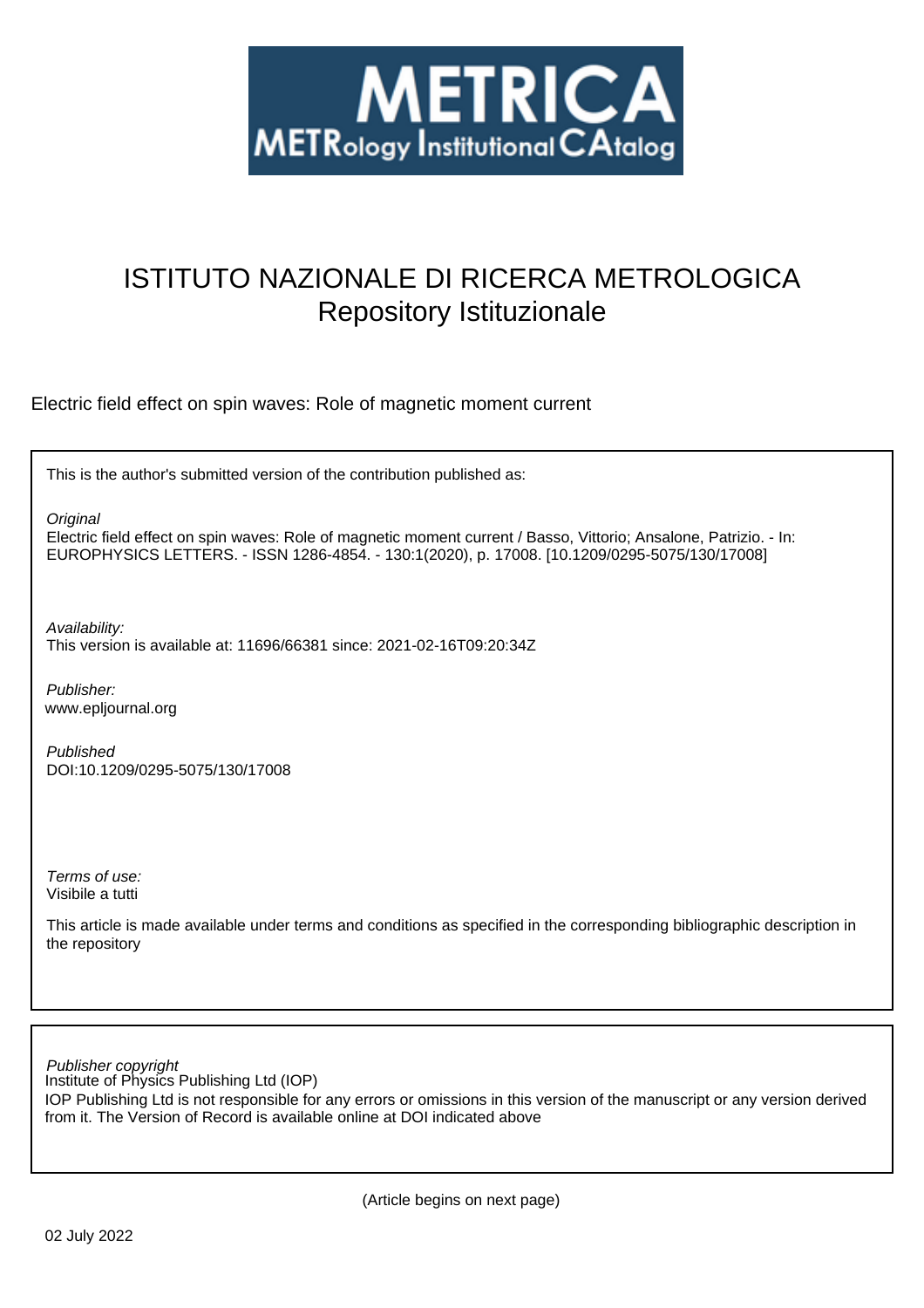# METRICA
METRology Institutional CAtalog

# ISTITUTO NAZIONALE DI RICERCA METROLOGICA
Repository Istituzionale

Electric field effect on spin waves: Role of magnetic moment current

This is the author's submitted version of the contribution published as:

*Original*
Electric field effect on spin waves: Role of magnetic moment current / Basso, Vittorio; Ansalone, Patrizio. - In: EUROPHYSICS LETTERS. - ISSN 1286-4854. - 130:1(2020), p. 17008. [10.1209/0295-5075/130/17008]

*Availability:*
This version is available at: 11696/66381 since: 2021-02-16T09:20:34Z

*Publisher:*
www.epljournal.org

*Published*
DOI:10.1209/0295-5075/130/17008

*Terms of use:*
Visibile a tutti

This article is made available under terms and conditions as specified in the corresponding bibliographic description in the repository

*Publisher copyright*
Institute of Physics Publishing Ltd (IOP)
IOP Publishing Ltd is not responsible for any errors or omissions in this version of the manuscript or any version derived from it. The Version of Record is available online at DOI indicated above

(Article begins on next page)

02 July 2022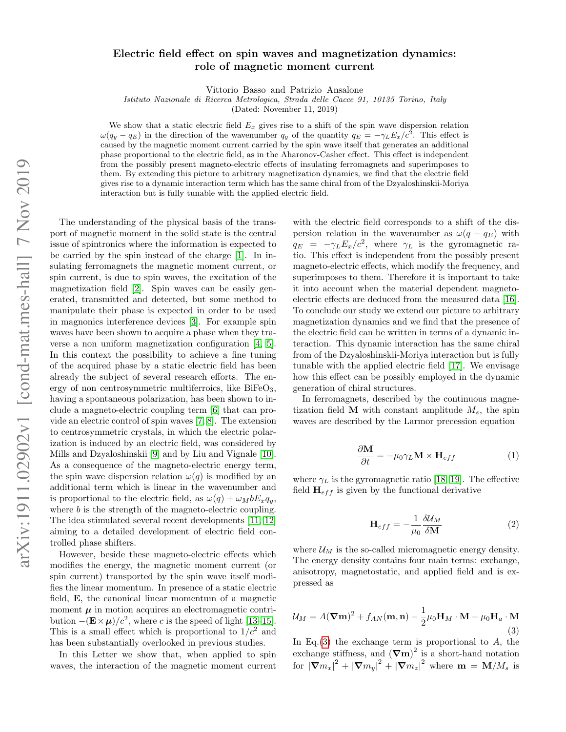# Electric field effect on spin waves and magnetization dynamics: role of magnetic moment current

Vittorio Basso and Patrizio Ansalone

*Istituto Nazionale di Ricerca Metrologica, Strada delle Cacce 91, 10135 Torino, Italy*

(Dated: November 11, 2019)

We show that a static electric field $E_x$ gives rise to a shift of the spin wave dispersion relation $\omega(q_y - q_E)$ in the direction of the wavenumber $q_y$ of the quantity $q_E = -\gamma_L E_x/c^2$. This effect is caused by the magnetic moment current carried by the spin wave itself that generates an additional phase proportional to the electric field, as in the Aharonov-Casher effect. This effect is independent from the possibly present magneto-electric effects of insulating ferromagnets and superimposes to them. By extending this picture to arbitrary magnetization dynamics, we find that the electric field gives rise to a dynamic interaction term which has the same chiral from of the Dzyaloshinskii-Moriya interaction but is fully tunable with the applied electric field.

The understanding of the physical basis of the transport of magnetic moment in the solid state is the central issue of spintronics where the information is expected to be carried by the spin instead of the charge [1]. In insulating ferromagnets the magnetic moment current, or spin current, is due to spin waves, the excitation of the magnetization field [2]. Spin waves can be easily generated, transmitted and detected, but some method to manipulate their phase is expected in order to be used in magnonics interference devices [3]. For example spin waves have been shown to acquire a phase when they traverse a non uniform magnetization configuration [4, 5]. In this context the possibility to achieve a fine tuning of the acquired phase by a static electric field has been already the subject of several research efforts. The energy of non centrosymmetric multiferroics, like $BiFeO_3$, having a spontaneous polarization, has been shown to include a magneto-electric coupling term [6] that can provide an electric control of spin waves [7, 8]. The extension to centrosymmetric crystals, in which the electric polarization is induced by an electric field, was considered by Mills and Dzyaloshinskii [9] and by Liu and Vignale [10]. As a consequence of the magneto-electric energy term, the spin wave dispersion relation $\omega(q)$ is modified by an additional term which is linear in the wavenumber and is proportional to the electric field, as $\omega(q) + \omega_M b E_x q_y$, where $b$ is the strength of the magneto-electric coupling. The idea stimulated several recent developments [11, 12] aiming to a detailed development of electric field controlled phase shifters.

However, beside these magneto-electric effects which modifies the energy, the magnetic moment current (or spin current) transported by the spin wave itself modifies the linear momentum. In presence of a static electric field, $\mathbf{E}$, the canonical linear momentum of a magnetic moment $\boldsymbol{\mu}$ in motion acquires an electromagnetic contribution $-(\mathbf{E}\times\boldsymbol{\mu})/c^2$, where $c$ is the speed of light [13–15]. This is a small effect which is proportional to $1/c^2$ and has been substantially overlooked in previous studies.

In this Letter we show that, when applied to spin waves, the interaction of the magnetic moment current with the electric field corresponds to a shift of the dispersion relation in the wavenumber as $\omega(q - q_E)$ with $q_E = -\gamma_L E_x/c^2$, where $\gamma_L$ is the gyromagnetic ratio. This effect is independent from the possibly present magneto-electric effects, which modify the frequency, and superimposes to them. Therefore it is important to take it into account when the material dependent magneto-electric effects are deduced from the measured data [16]. To conclude our study we extend our picture to arbitrary magnetization dynamics and we find that the presence of the electric field can be written in terms of a dynamic interaction. This dynamic interaction has the same chiral from of the Dzyaloshinskii-Moriya interaction but is fully tunable with the applied electric field [17]. We envisage how this effect can be possibly employed in the dynamic generation of chiral structures.

In ferromagnets, described by the continuous magnetization field $\mathbf{M}$ with constant amplitude $M_s$, the spin waves are described by the Larmor precession equation

$$\frac{\partial \mathbf{M}}{\partial t} = -\mu_0 \gamma_L \mathbf{M} \times \mathbf{H}_{eff} \tag{1}$$

where $\gamma_L$ is the gyromagnetic ratio [18, 19]. The effective field $\mathbf{H}_{eff}$ is given by the functional derivative

$$\mathbf{H}_{eff} = -\frac{1}{\mu_0}\frac{\delta \mathcal{U}_M}{\delta \mathbf{M}} \tag{2}$$

where $\mathcal{U}_M$ is the so-called micromagnetic energy density. The energy density contains four main terms: exchange, anisotropy, magnetostatic, and applied field and is expressed as

$$\mathcal{U}_M = A(\boldsymbol{\nabla}\mathbf{m})^2 + f_{AN}(\mathbf{m},\mathbf{n}) - \frac{1}{2}\mu_0 \mathbf{H}_M \cdot \mathbf{M} - \mu_0 \mathbf{H}_a \cdot \mathbf{M} \tag{3}$$

In Eq.(3) the exchange term is proportional to $A$, the exchange stiffness, and $(\boldsymbol{\nabla}\mathbf{m})^2$ is a short-hand notation for $|\boldsymbol{\nabla} m_x|^2 + |\boldsymbol{\nabla} m_y|^2 + |\boldsymbol{\nabla} m_z|^2$ where $\mathbf{m} = \mathbf{M}/M_s$ is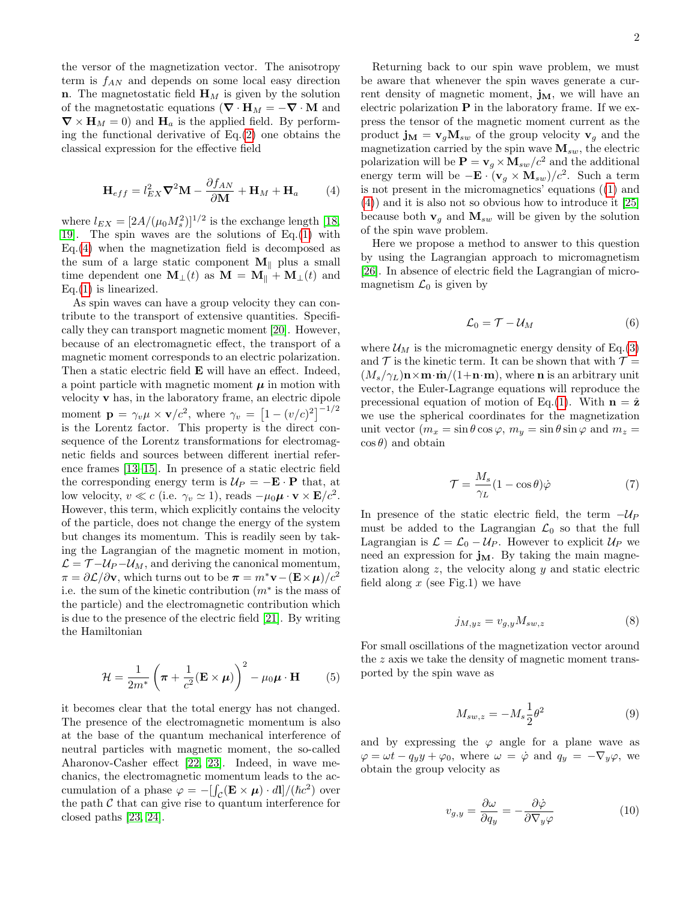the versor of the magnetization vector. The anisotropy term is $f_{AN}$ and depends on some local easy direction $\mathbf{n}$. The magnetostatic field $\mathbf{H}_M$ is given by the solution of the magnetostatic equations ($\boldsymbol{\nabla}\cdot\mathbf{H}_M = -\boldsymbol{\nabla}\cdot\mathbf{M}$ and $\boldsymbol{\nabla}\times\mathbf{H}_M = 0$) and $\mathbf{H}_a$ is the applied field. By performing the functional derivative of Eq.(2) one obtains the classical expression for the effective field

$$\mathbf{H}_{eff} = l_{EX}^2\nabla^2\mathbf{M} - \frac{\partial f_{AN}}{\partial \mathbf{M}} + \mathbf{H}_M + \mathbf{H}_a \tag{4}$$

where $l_{EX} = [2A/(\mu_0 M_s^2)]^{1/2}$ is the exchange length [18, 19]. The spin waves are the solutions of Eq.(1) with Eq.(4) when the magnetization field is decomposed as the sum of a large static component $\mathbf{M}_\parallel$ plus a small time dependent one $\mathbf{M}_\perp(t)$ as $\mathbf{M} = \mathbf{M}_\parallel + \mathbf{M}_\perp(t)$ and Eq.(1) is linearized.

As spin waves can have a group velocity they can contribute to the transport of extensive quantities. Specifically they can transport magnetic moment [20]. However, because of an electromagnetic effect, the transport of a magnetic moment corresponds to an electric polarization. Then a static electric field $\mathbf{E}$ will have an effect. Indeed, a point particle with magnetic moment $\boldsymbol{\mu}$ in motion with velocity $\mathbf{v}$ has, in the laboratory frame, an electric dipole moment $\mathbf{p} = \gamma_v \mu \times \mathbf{v}/c^2$, where $\gamma_v = \left[1-(v/c)^2\right]^{-1/2}$ is the Lorentz factor. This property is the direct consequence of the Lorentz transformations for electromagnetic fields and sources between different inertial reference frames [13–15]. In presence of a static electric field the corresponding energy term is $\mathcal{U}_P = -\mathbf{E}\cdot\mathbf{P}$ that, at low velocity, $v \ll c$ (i.e. $\gamma_v \simeq 1$), reads $-\mu_0\boldsymbol{\mu}\cdot\mathbf{v}\times\mathbf{E}/c^2$. However, this term, which explicitly contains the velocity of the particle, does not change the energy of the system but changes its momentum. This is readily seen by taking the Lagrangian of the magnetic moment in motion, $\mathcal{L} = \mathcal{T} - \mathcal{U}_P - \mathcal{U}_M$, and deriving the canonical momentum, $\pi = \partial\mathcal{L}/\partial\mathbf{v}$, which turns out to be $\boldsymbol{\pi} = m^*\mathbf{v} - (\mathbf{E}\times\boldsymbol{\mu})/c^2$ i.e. the sum of the kinetic contribution ($m^*$ is the mass of the particle) and the electromagnetic contribution which is due to the presence of the electric field [21]. By writing the Hamiltonian

$$\mathcal{H} = \frac{1}{2m^*}\left(\boldsymbol{\pi} + \frac{1}{c^2}(\mathbf{E}\times\boldsymbol{\mu})\right)^2 - \mu_0\boldsymbol{\mu}\cdot\mathbf{H} \tag{5}$$

it becomes clear that the total energy has not changed. The presence of the electromagnetic momentum is also at the base of the quantum mechanical interference of neutral particles with magnetic moment, the so-called Aharonov-Casher effect [22, 23]. Indeed, in wave mechanics, the electromagnetic momentum leads to the accumulation of a phase $\varphi = -[\int_{\mathcal{C}}(\mathbf{E}\times\boldsymbol{\mu})\cdot d\mathbf{l}]/(\hbar c^2)$ over the path $\mathcal{C}$ that can give rise to quantum interference for closed paths [23, 24].

Returning back to our spin wave problem, we must be aware that whenever the spin waves generate a current density of magnetic moment, $\mathbf{j_M}$, we will have an electric polarization $\mathbf{P}$ in the laboratory frame. If we express the tensor of the magnetic moment current as the product $\mathbf{j_M} = \mathbf{v}_g\mathbf{M}_{sw}$ of the group velocity $\mathbf{v}_g$ and the magnetization carried by the spin wave $\mathbf{M}_{sw}$, the electric polarization will be $\mathbf{P} = \mathbf{v}_g\times\mathbf{M}_{sw}/c^2$ and the additional energy term will be $-\mathbf{E}\cdot(\mathbf{v}_g\times\mathbf{M}_{sw})/c^2$. Such a term is not present in the micromagnetics' equations ((1) and (4)) and it is also not so obvious how to introduce it [25] because both $\mathbf{v}_g$ and $\mathbf{M}_{sw}$ will be given by the solution of the spin wave problem.

Here we propose a method to answer to this question by using the Lagrangian approach to micromagnetism [26]. In absence of electric field the Lagrangian of micromagnetism $\mathcal{L}_0$ is given by

$$\mathcal{L}_0 = \mathcal{T} - \mathcal{U}_M \tag{6}$$

where $\mathcal{U}_M$ is the micromagnetic energy density of Eq.(3) and $\mathcal{T}$ is the kinetic term. It can be shown that with $\mathcal{T} = (M_s/\gamma_L)\mathbf{n}\times\mathbf{m}\cdot\dot{\mathbf{m}}/(1+\mathbf{n}\cdot\mathbf{m})$, where $\mathbf{n}$ is an arbitrary unit vector, the Euler-Lagrange equations will reproduce the precessional equation of motion of Eq.(1). With $\mathbf{n} = \hat{\mathbf{z}}$ we use the spherical coordinates for the magnetization unit vector ($m_x = \sin\theta\cos\varphi$, $m_y = \sin\theta\sin\varphi$ and $m_z = \cos\theta$) and obtain

$$\mathcal{T} = \frac{M_s}{\gamma_L}(1-\cos\theta)\dot{\varphi} \tag{7}$$

In presence of the static electric field, the term $-\mathcal{U}_P$ must be added to the Lagrangian $\mathcal{L}_0$ so that the full Lagrangian is $\mathcal{L} = \mathcal{L}_0 - \mathcal{U}_P$. However to explicit $\mathcal{U}_P$ we need an expression for $\mathbf{j_M}$. By taking the main magnetization along $z$, the velocity along $y$ and static electric field along $x$ (see Fig.1) we have

$$j_{M,yz} = v_{g,y}M_{sw,z} \tag{8}$$

For small oscillations of the magnetization vector around the $z$ axis we take the density of magnetic moment transported by the spin wave as

$$M_{sw,z} = -M_s\frac{1}{2}\theta^2 \tag{9}$$

and by expressing the $\varphi$ angle for a plane wave as $\varphi = \omega t - q_y y + \varphi_0$, where $\omega = \dot{\varphi}$ and $q_y = -\nabla_y\varphi$, we obtain the group velocity as

$$v_{g,y} = \frac{\partial\omega}{\partial q_y} = -\frac{\partial\dot{\varphi}}{\partial\nabla_y\varphi} \tag{10}$$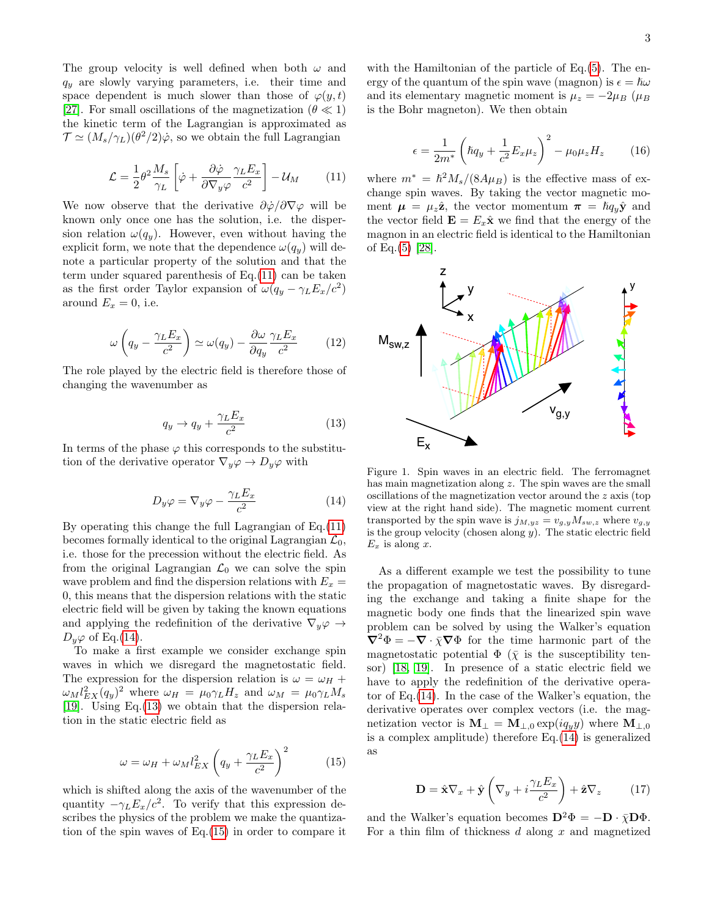The group velocity is well defined when both $\omega$ and $q_y$ are slowly varying parameters, i.e. their time and space dependent is much slower than those of $\varphi(y,t)$ [27]. For small oscillations of the magnetization ($\theta \ll 1$) the kinetic term of the Lagrangian is approximated as $\mathcal{T} \simeq (M_s/\gamma_L)(\theta^2/2)\dot{\varphi}$, so we obtain the full Lagrangian

$$\mathcal{L} = \frac{1}{2}\theta^2 \frac{M_s}{\gamma_L}\left[\dot{\varphi} + \frac{\partial \dot{\varphi}}{\partial \nabla_y \varphi}\frac{\gamma_L E_x}{c^2}\right] - \mathcal{U}_M \tag{11}$$

We now observe that the derivative $\partial\dot{\varphi}/\partial\nabla\varphi$ will be known only once one has the solution, i.e. the dispersion relation $\omega(q_y)$. However, even without having the explicit form, we note that the dependence $\omega(q_y)$ will denote a particular property of the solution and that the term under squared parenthesis of Eq.(11) can be taken as the first order Taylor expansion of $\omega(q_y - \gamma_L E_x/c^2)$ around $E_x = 0$, i.e.

$$\omega\left(q_y - \frac{\gamma_L E_x}{c^2}\right) \simeq \omega(q_y) - \frac{\partial \omega}{\partial q_y}\frac{\gamma_L E_x}{c^2} \tag{12}$$

The role played by the electric field is therefore those of changing the wavenumber as

$$q_y \to q_y + \frac{\gamma_L E_x}{c^2} \tag{13}$$

In terms of the phase $\varphi$ this corresponds to the substitution of the derivative operator $\nabla_y\varphi \to D_y\varphi$ with

$$D_y\varphi = \nabla_y\varphi - \frac{\gamma_L E_x}{c^2} \tag{14}$$

By operating this change the full Lagrangian of Eq.(11) becomes formally identical to the original Lagrangian $\mathcal{L}_0$, i.e. those for the precession without the electric field. As from the original Lagrangian $\mathcal{L}_0$ we can solve the spin wave problem and find the dispersion relations with $E_x = 0$, this means that the dispersion relations with the static electric field will be given by taking the known equations and applying the redefinition of the derivative $\nabla_y\varphi \to D_y\varphi$ of Eq.(14).

To make a first example we consider exchange spin waves in which we disregard the magnetostatic field. The expression for the dispersion relation is $\omega = \omega_H + \omega_M l_{EX}^2 (q_y)^2$ where $\omega_H = \mu_0\gamma_L H_z$ and $\omega_M = \mu_0\gamma_L M_s$ [19]. Using Eq.(13) we obtain that the dispersion relation in the static electric field as

$$\omega = \omega_H + \omega_M l_{EX}^2 \left(q_y + \frac{\gamma_L E_x}{c^2}\right)^2 \tag{15}$$

which is shifted along the axis of the wavenumber of the quantity $-\gamma_L E_x/c^2$. To verify that this expression describes the physics of the problem we make the quantization of the spin waves of Eq.(15) in order to compare it with the Hamiltonian of the particle of Eq.(5). The energy of the quantum of the spin wave (magnon) is $\epsilon = \hbar\omega$ and its elementary magnetic moment is $\mu_z = -2\mu_B$ ($\mu_B$ is the Bohr magneton). We then obtain

$$\epsilon = \frac{1}{2m^*}\left(\hbar q_y + \frac{1}{c^2}E_x\mu_z\right)^2 - \mu_0\mu_z H_z \tag{16}$$

where $m^* = \hbar^2 M_s/(8A\mu_B)$ is the effective mass of exchange spin waves. By taking the vector magnetic moment $\boldsymbol{\mu} = \mu_z\hat{\mathbf{z}}$, the vector momentum $\boldsymbol{\pi} = \hbar q_y \hat{\mathbf{y}}$ and the vector field $\mathbf{E} = E_x\hat{\mathbf{x}}$ we find that the energy of the magnon in an electric field is identical to the Hamiltonian of Eq.(5) [28].

Figure 1. Spin waves in an electric field. The ferromagnet has main magnetization along $z$. The spin waves are the small oscillations of the magnetization vector around the $z$ axis (top view at the right hand side). The magnetic moment current transported by the spin wave is $j_{M,yz} = v_{g,y}M_{sw,z}$ where $v_{g,y}$ is the group velocity (chosen along $y$). The static electric field $E_x$ is along $x$.

As a different example we test the possibility to tune the propagation of magnetostatic waves. By disregarding the exchange and taking a finite shape for the magnetic body one finds that the linearized spin wave problem can be solved by using the Walker's equation $\boldsymbol{\nabla}^2\Phi = -\boldsymbol{\nabla}\cdot\bar{\chi}\boldsymbol{\nabla}\Phi$ for the time harmonic part of the magnetostatic potential $\Phi$ ($\bar{\chi}$ is the susceptibility tensor) [18, 19]. In presence of a static electric field we have to apply the redefinition of the derivative operator of Eq.(14). In the case of the Walker's equation, the derivative operates over complex vectors (i.e. the magnetization vector is $\mathbf{M}_\perp = \mathbf{M}_{\perp,0}\exp(iq_y y)$ where $\mathbf{M}_{\perp,0}$ is a complex amplitude) therefore Eq.(14) is generalized as

$$\mathbf{D} = \hat{\mathbf{x}}\nabla_x + \hat{\mathbf{y}}\left(\nabla_y + i\frac{\gamma_L E_x}{c^2}\right) + \hat{\mathbf{z}}\nabla_z \tag{17}$$

and the Walker's equation becomes $\mathbf{D}^2\Phi = -\mathbf{D}\cdot\bar{\chi}\mathbf{D}\Phi$. For a thin film of thickness $d$ along $x$ and magnetized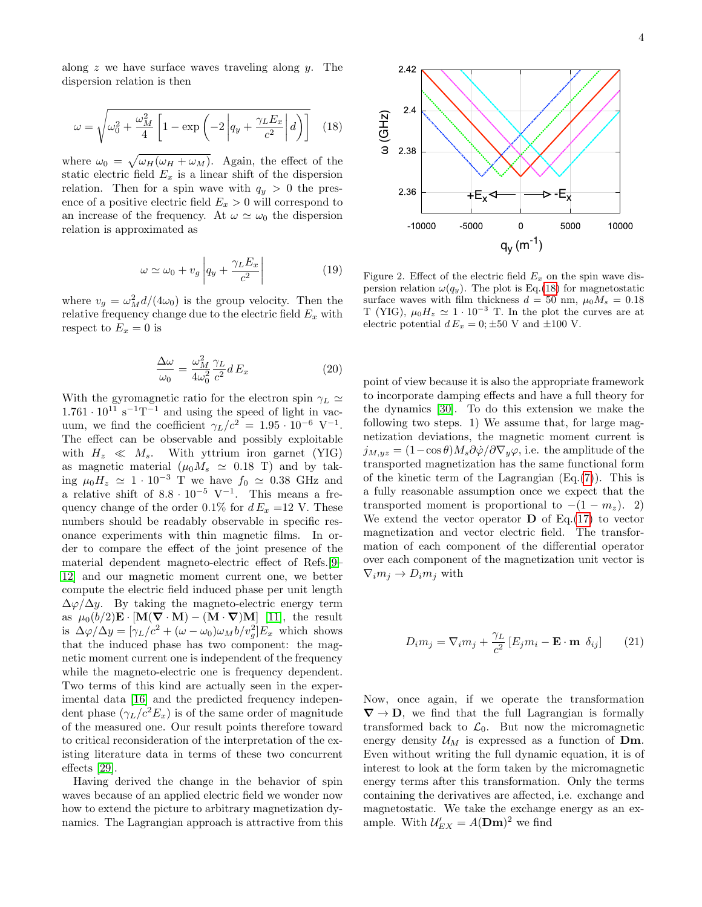along $z$ we have surface waves traveling along $y$. The dispersion relation is then

$$\omega = \sqrt{\omega_0^2 + \frac{\omega_M^2}{4}\left[1 - \exp\left(-2\left|q_y + \frac{\gamma_L E_x}{c^2}\right| d\right)\right]} \quad (18)$$

where $\omega_0 = \sqrt{\omega_H(\omega_H + \omega_M)}$. Again, the effect of the static electric field $E_x$ is a linear shift of the dispersion relation. Then for a spin wave with $q_y > 0$ the presence of a positive electric field $E_x > 0$ will correspond to an increase of the frequency. At $\omega \simeq \omega_0$ the dispersion relation is approximated as

$$\omega \simeq \omega_0 + v_g \left|q_y + \frac{\gamma_L E_x}{c^2}\right| \quad (19)$$

where $v_g = \omega_M^2 d/(4\omega_0)$ is the group velocity. Then the relative frequency change due to the electric field $E_x$ with respect to $E_x = 0$ is

$$\frac{\Delta\omega}{\omega_0} = \frac{\omega_M^2}{4\omega_0^2}\frac{\gamma_L}{c^2} d\, E_x \quad (20)$$

With the gyromagnetic ratio for the electron spin $\gamma_L \simeq 1.761 \cdot 10^{11}$ s$^{-1}$T$^{-1}$ and using the speed of light in vacuum, we find the coefficient $\gamma_L/c^2 = 1.95 \cdot 10^{-6}$ V$^{-1}$. The effect can be observable and possibly exploitable with $H_z \ll M_s$. With yttrium iron garnet (YIG) as magnetic material ($\mu_0 M_s \simeq 0.18$ T) and by taking $\mu_0 H_z \simeq 1 \cdot 10^{-3}$ T we have $f_0 \simeq 0.38$ GHz and a relative shift of $8.8 \cdot 10^{-5}$ V$^{-1}$. This means a frequency change of the order 0.1% for $d\,E_x$ =12 V. These numbers should be readably observable in specific resonance experiments with thin magnetic films. In order to compare the effect of the joint presence of the material dependent magneto-electric effect of Refs.[9–12] and our magnetic moment current one, we better compute the electric field induced phase per unit length $\Delta\varphi/\Delta y$. By taking the magneto-electric energy term as $\mu_0(b/2)\mathbf{E} \cdot [\mathbf{M}(\boldsymbol{\nabla} \cdot \mathbf{M}) - (\mathbf{M} \cdot \boldsymbol{\nabla})\mathbf{M}]$ [11], the result is $\Delta\varphi/\Delta y = [\gamma_L/c^2 + (\omega - \omega_0)\omega_M b/v_g^2]E_x$ which shows that the induced phase has two component: the magnetic moment current one is independent of the frequency while the magneto-electric one is frequency dependent. Two terms of this kind are actually seen in the experimental data [16] and the predicted frequency independent phase ($\gamma_L/c^2 E_x$) is of the same order of magnitude of the measured one. Our result points therefore toward to critical reconsideration of the interpretation of the existing literature data in terms of these two concurrent effects [29].

Having derived the change in the behavior of spin waves because of an applied electric field we wonder now how to extend the picture to arbitrary magnetization dynamics. The Lagrangian approach is attractive from this point of view because it is also the appropriate framework to incorporate damping effects and have a full theory for the dynamics [30]. To do this extension we make the following two steps. 1) We assume that, for large magnetization deviations, the magnetic moment current is $j_{M,yz} = (1-\cos\theta)M_s\partial\dot{\varphi}/\partial\nabla_y\varphi$, i.e. the amplitude of the transported magnetization has the same functional form of the kinetic term of the Lagrangian (Eq.(7)). This is a fully reasonable assumption once we expect that the transported moment is proportional to $-(1 - m_z)$. 2) We extend the vector operator $\mathbf{D}$ of Eq.(17) to vector magnetization and vector electric field. The transformation of each component of the differential operator over each component of the magnetization unit vector is $\nabla_i m_j \to D_i m_j$ with

$$D_i m_j = \nabla_i m_j + \frac{\gamma_L}{c^2}\left[E_j m_i - \mathbf{E} \cdot \mathbf{m}\ \delta_{ij}\right] \quad (21)$$

Now, once again, if we operate the transformation $\boldsymbol{\nabla} \to \mathbf{D}$, we find that the full Lagrangian is formally transformed back to $\mathcal{L}_0$. But now the micromagnetic energy density $\mathcal{U}_M$ is expressed as a function of $\mathbf{Dm}$. Even without writing the full dynamic equation, it is of interest to look at the form taken by the micromagnetic energy terms after this transformation. Only the terms containing the derivatives are affected, i.e. exchange and magnetostatic. We take the exchange energy as an example. With $\mathcal{U}'_{EX} = A(\mathbf{Dm})^2$ we find

Figure 2. Effect of the electric field $E_x$ on the spin wave dispersion relation $\omega(q_y)$. The plot is Eq.(18) for magnetostatic surface waves with film thickness $d = 50$ nm, $\mu_0 M_s = 0.18$ T (YIG), $\mu_0 H_z \simeq 1 \cdot 10^{-3}$ T. In the plot the curves are at electric potential $d\,E_x = 0; \pm 50$ V and $\pm 100$ V.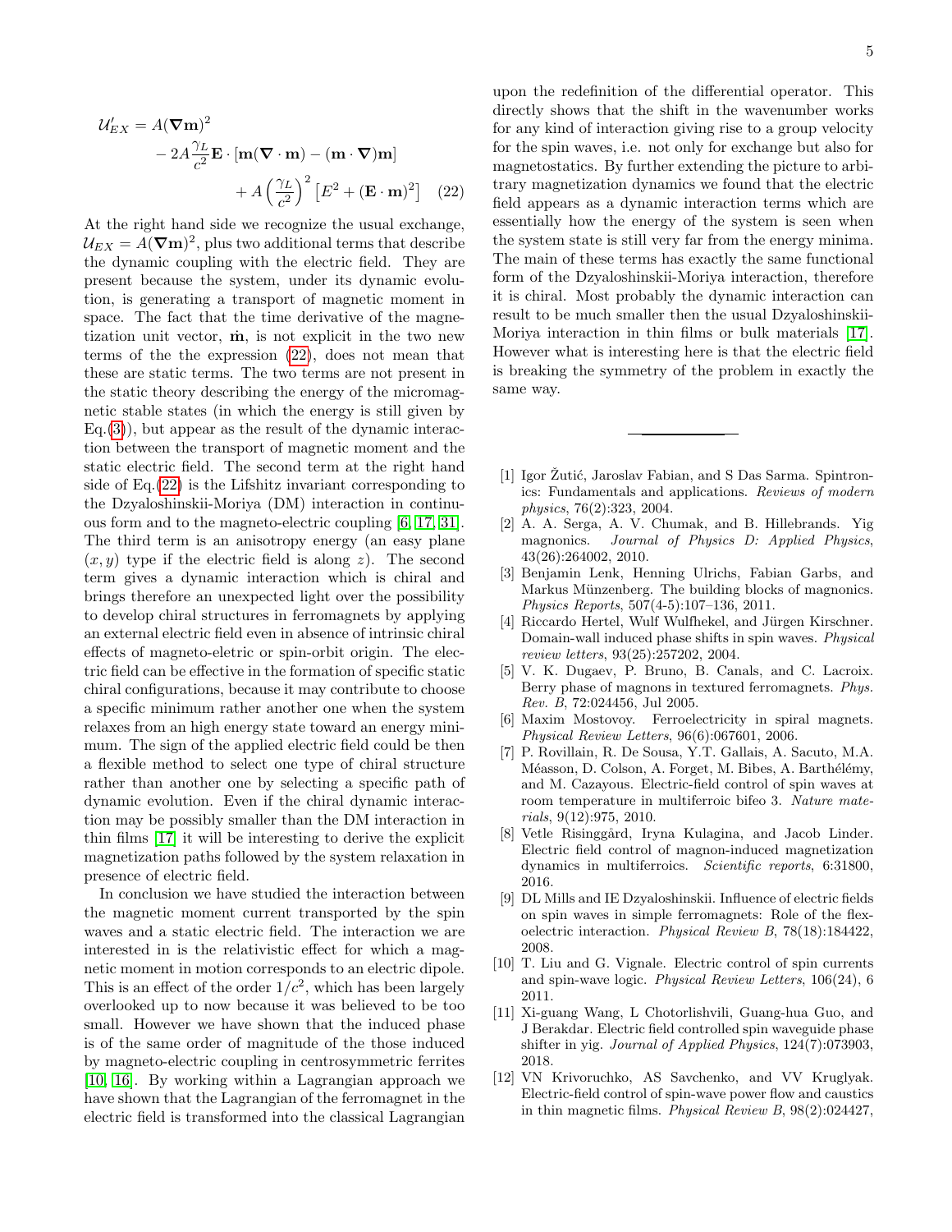$$
\begin{aligned}
\mathcal{U}'_{EX} &= A(\boldsymbol{\nabla}\mathbf{m})^2 \\
&\quad - 2A\frac{\gamma_L}{c^2}\mathbf{E}\cdot[\mathbf{m}(\boldsymbol{\nabla}\cdot\mathbf{m}) - (\mathbf{m}\cdot\boldsymbol{\nabla})\mathbf{m}] \\
&\quad + A\left(\frac{\gamma_L}{c^2}\right)^2\left[E^2 + (\mathbf{E}\cdot\mathbf{m})^2\right] \quad (22)
\end{aligned}
$$

At the right hand side we recognize the usual exchange, $\mathcal{U}_{EX} = A(\boldsymbol{\nabla}\mathbf{m})^2$, plus two additional terms that describe the dynamic coupling with the electric field. They are present because the system, under its dynamic evolution, is generating a transport of magnetic moment in space. The fact that the time derivative of the magnetization unit vector, $\dot{\mathbf{m}}$, is not explicit in the two new terms of the the expression (22), does not mean that these are static terms. The two terms are not present in the static theory describing the energy of the micromagnetic stable states (in which the energy is still given by Eq.(3)), but appear as the result of the dynamic interaction between the transport of magnetic moment and the static electric field. The second term at the right hand side of Eq.(22) is the Lifshitz invariant corresponding to the Dzyaloshinskii-Moriya (DM) interaction in continuous form and to the magneto-electric coupling [6, 17, 31]. The third term is an anisotropy energy (an easy plane $(x, y)$ type if the electric field is along $z$). The second term gives a dynamic interaction which is chiral and brings therefore an unexpected light over the possibility to develop chiral structures in ferromagnets by applying an external electric field even in absence of intrinsic chiral effects of magneto-eletric or spin-orbit origin. The electric field can be effective in the formation of specific static chiral configurations, because it may contribute to choose a specific minimum rather another one when the system relaxes from an high energy state toward an energy minimum. The sign of the applied electric field could be then a flexible method to select one type of chiral structure rather than another one by selecting a specific path of dynamic evolution. Even if the chiral dynamic interaction may be possibly smaller than the DM interaction in thin films [17] it will be interesting to derive the explicit magnetization paths followed by the system relaxation in presence of electric field.

In conclusion we have studied the interaction between the magnetic moment current transported by the spin waves and a static electric field. The interaction we are interested in is the relativistic effect for which a magnetic moment in motion corresponds to an electric dipole. This is an effect of the order $1/c^2$, which has been largely overlooked up to now because it was believed to be too small. However we have shown that the induced phase is of the same order of magnitude of the those induced by magneto-electric coupling in centrosymmetric ferrites [10, 16]. By working within a Lagrangian approach we have shown that the Lagrangian of the ferromagnet in the electric field is transformed into the classical Lagrangian upon the redefinition of the differential operator. This directly shows that the shift in the wavenumber works for any kind of interaction giving rise to a group velocity for the spin waves, i.e. not only for exchange but also for magnetostatics. By further extending the picture to arbitrary magnetization dynamics we found that the electric field appears as a dynamic interaction terms which are essentially how the energy of the system is seen when the system state is still very far from the energy minima. The main of these terms has exactly the same functional form of the Dzyaloshinskii-Moriya interaction, therefore it is chiral. Most probably the dynamic interaction can result to be much smaller then the usual Dzyaloshinskii-Moriya interaction in thin films or bulk materials [17]. However what is interesting here is that the electric field is breaking the symmetry of the problem in exactly the same way.

---

[1] Igor Žutić, Jaroslav Fabian, and S Das Sarma. Spintronics: Fundamentals and applications. *Reviews of modern physics*, 76(2):323, 2004.

[2] A. A. Serga, A. V. Chumak, and B. Hillebrands. Yig magnonics. *Journal of Physics D: Applied Physics*, 43(26):264002, 2010.

[3] Benjamin Lenk, Henning Ulrichs, Fabian Garbs, and Markus Münzenberg. The building blocks of magnonics. *Physics Reports*, 507(4-5):107–136, 2011.

[4] Riccardo Hertel, Wulf Wulfhekel, and Jürgen Kirschner. Domain-wall induced phase shifts in spin waves. *Physical review letters*, 93(25):257202, 2004.

[5] V. K. Dugaev, P. Bruno, B. Canals, and C. Lacroix. Berry phase of magnons in textured ferromagnets. *Phys. Rev. B*, 72:024456, Jul 2005.

[6] Maxim Mostovoy. Ferroelectricity in spiral magnets. *Physical Review Letters*, 96(6):067601, 2006.

[7] P. Rovillain, R. De Sousa, Y.T. Gallais, A. Sacuto, M.A. Méasson, D. Colson, A. Forget, M. Bibes, A. Barthélémy, and M. Cazayous. Electric-field control of spin waves at room temperature in multiferroic bifeo 3. *Nature materials*, 9(12):975, 2010.

[8] Vetle Risinggård, Iryna Kulagina, and Jacob Linder. Electric field control of magnon-induced magnetization dynamics in multiferroics. *Scientific reports*, 6:31800, 2016.

[9] DL Mills and IE Dzyaloshinskii. Influence of electric fields on spin waves in simple ferromagnets: Role of the flexoelectric interaction. *Physical Review B*, 78(18):184422, 2008.

[10] T. Liu and G. Vignale. Electric control of spin currents and spin-wave logic. *Physical Review Letters*, 106(24), 6 2011.

[11] Xi-guang Wang, L Chotorlishvili, Guang-hua Guo, and J Berakdar. Electric field controlled spin waveguide phase shifter in yig. *Journal of Applied Physics*, 124(7):073903, 2018.

[12] VN Krivoruchko, AS Savchenko, and VV Kruglyak. Electric-field control of spin-wave power flow and caustics in thin magnetic films. *Physical Review B*, 98(2):024427,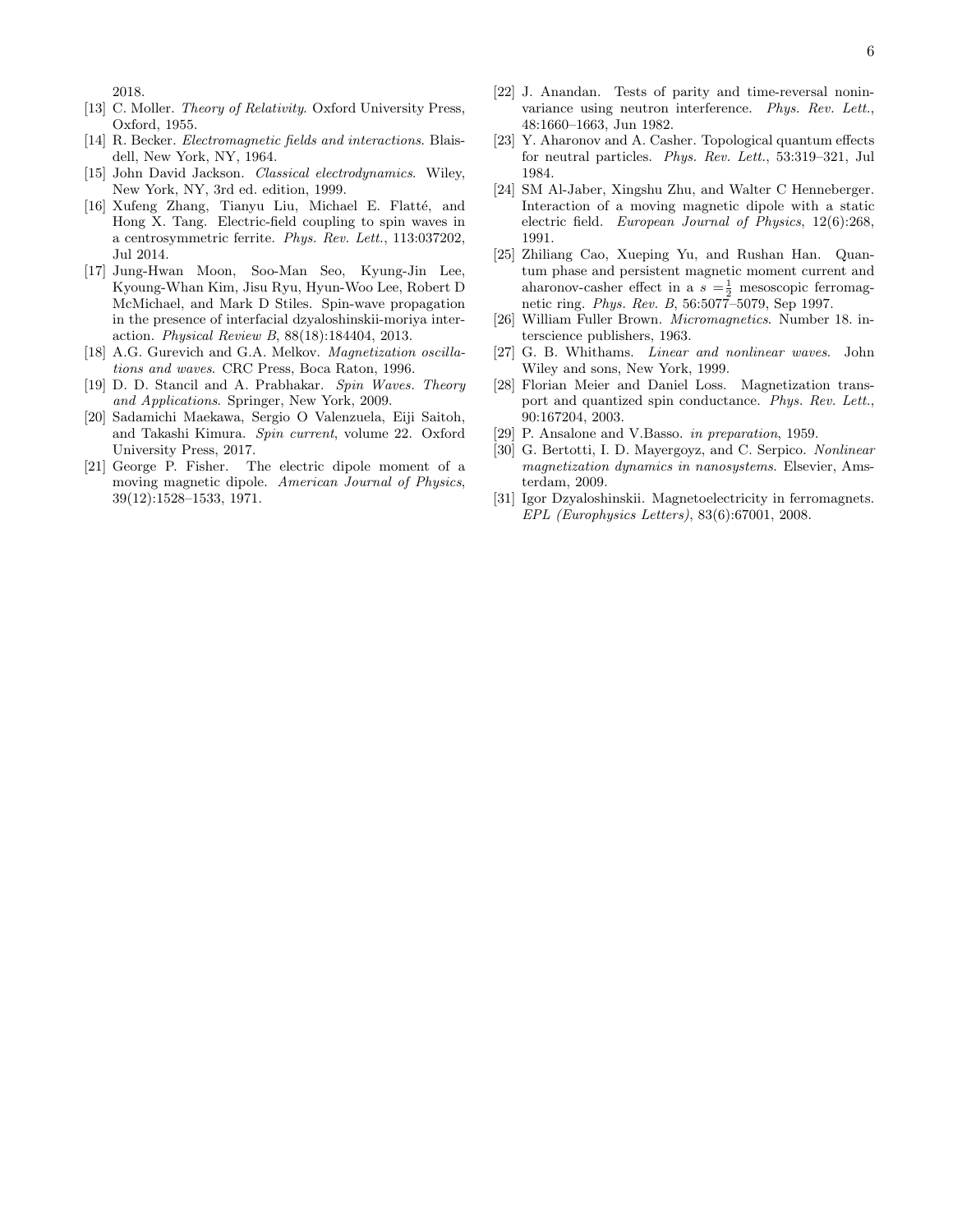2018.

[13] C. Moller. *Theory of Relativity*. Oxford University Press, Oxford, 1955.

[14] R. Becker. *Electromagnetic fields and interactions*. Blaisdell, New York, NY, 1964.

[15] John David Jackson. *Classical electrodynamics*. Wiley, New York, NY, 3rd ed. edition, 1999.

[16] Xufeng Zhang, Tianyu Liu, Michael E. Flatté, and Hong X. Tang. Electric-field coupling to spin waves in a centrosymmetric ferrite. *Phys. Rev. Lett.*, 113:037202, Jul 2014.

[17] Jung-Hwan Moon, Soo-Man Seo, Kyung-Jin Lee, Kyoung-Whan Kim, Jisu Ryu, Hyun-Woo Lee, Robert D McMichael, and Mark D Stiles. Spin-wave propagation in the presence of interfacial dzyaloshinskii-moriya interaction. *Physical Review B*, 88(18):184404, 2013.

[18] A.G. Gurevich and G.A. Melkov. *Magnetization oscillations and waves*. CRC Press, Boca Raton, 1996.

[19] D. D. Stancil and A. Prabhakar. *Spin Waves. Theory and Applications*. Springer, New York, 2009.

[20] Sadamichi Maekawa, Sergio O Valenzuela, Eiji Saitoh, and Takashi Kimura. *Spin current*, volume 22. Oxford University Press, 2017.

[21] George P. Fisher. The electric dipole moment of a moving magnetic dipole. *American Journal of Physics*, 39(12):1528–1533, 1971.

[22] J. Anandan. Tests of parity and time-reversal noninvariance using neutron interference. *Phys. Rev. Lett.*, 48:1660–1663, Jun 1982.

[23] Y. Aharonov and A. Casher. Topological quantum effects for neutral particles. *Phys. Rev. Lett.*, 53:319–321, Jul 1984.

[24] SM Al-Jaber, Xingshu Zhu, and Walter C Henneberger. Interaction of a moving magnetic dipole with a static electric field. *European Journal of Physics*, 12(6):268, 1991.

[25] Zhiliang Cao, Xueping Yu, and Rushan Han. Quantum phase and persistent magnetic moment current and aharonov-casher effect in a $s = \frac{1}{2}$ mesoscopic ferromagnetic ring. *Phys. Rev. B*, 56:5077–5079, Sep 1997.

[26] William Fuller Brown. *Micromagnetics*. Number 18. interscience publishers, 1963.

[27] G. B. Whithams. *Linear and nonlinear waves*. John Wiley and sons, New York, 1999.

[28] Florian Meier and Daniel Loss. Magnetization transport and quantized spin conductance. *Phys. Rev. Lett.*, 90:167204, 2003.

[29] P. Ansalone and V.Basso. *in preparation*, 1959.

[30] G. Bertotti, I. D. Mayergoyz, and C. Serpico. *Nonlinear magnetization dynamics in nanosystems*. Elsevier, Amsterdam, 2009.

[31] Igor Dzyaloshinskii. Magnetoelectricity in ferromagnets. *EPL (Europhysics Letters)*, 83(6):67001, 2008.